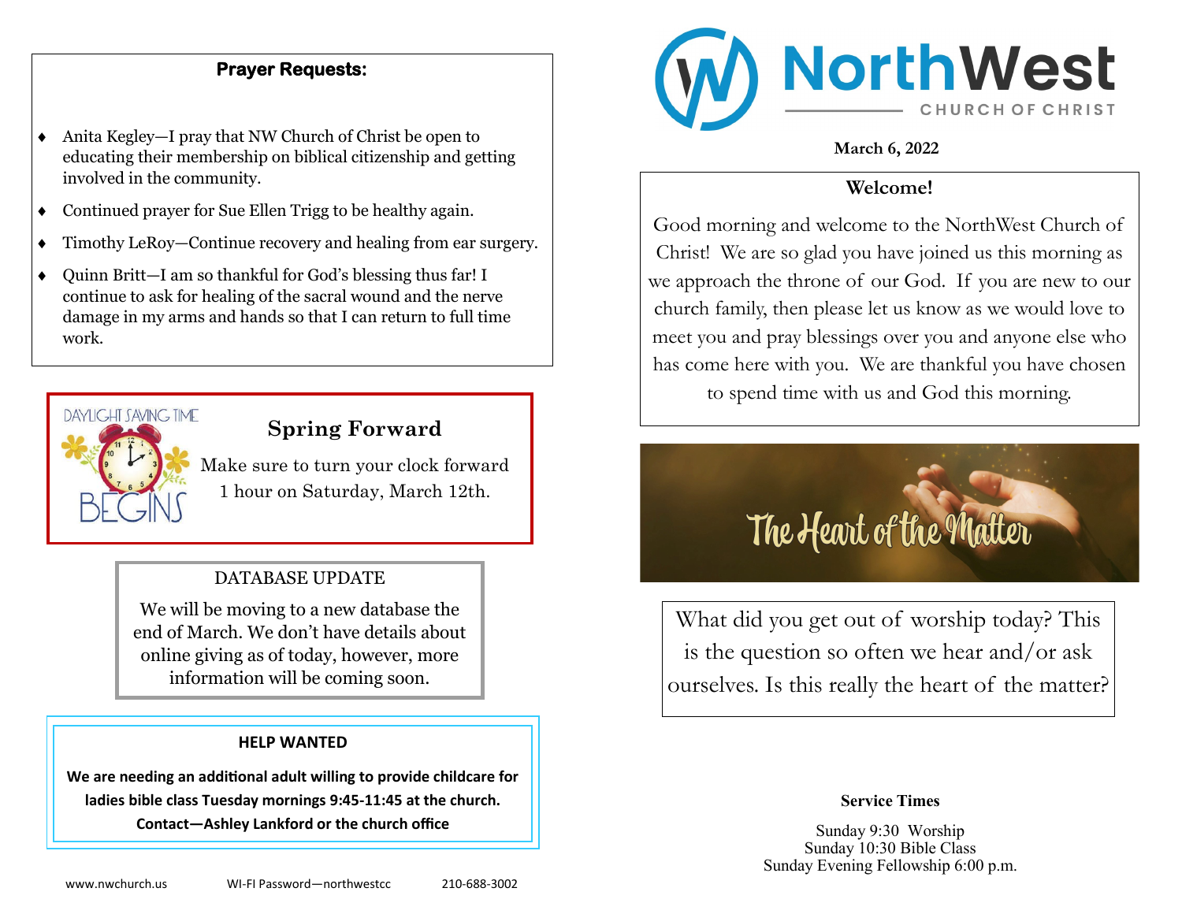## Prayer Requests:

- Anita Kegley—I pray that NW Church of Christ be open to educating their membership on biblical citizenship and getting involved in the community.
- Continued prayer for Sue Ellen Trigg to be healthy again.
- Timothy LeRoy—Continue recovery and healing from ear surgery.
- Quinn Britt—I am so thankful for God's blessing thus far! I continue to ask for healing of the sacral wound and the nerve damage in my arms and hands so that I can return to full time work.

DAYLIGHT SAVING TIME BEGINS

### Spring Forward

Make sure to turn your clock forward 1 hour on Saturday, March 12th.

### DATABASE UPDATE

We will be moving to a new database the end of March. We don't have details about online giving as of today, however, more information will be coming soon.

### HELP WANTED

**We are needing an additional adult willing to provide childcare for ladies bible class Tuesday mornings 9:45-11:45 at the church. Contact—Ashley Lankford or the church office**

www.nwchurch.us    WI-FI Password—northwestcc    210-688-3002

# NorthWest CHURCH OF CHRIST

**March 6, 2022**

### Welcome!

Good morning and welcome to the NorthWest Church of Christ! We are so glad you have joined us this morning as we approach the throne of our God. If you are new to our church family, then please let us know as we would love to meet you and pray blessings over you and anyone else who has come here with you. We are thankful you have chosen to spend time with us and God this morning.

The Heart of the Matter

What did you get out of worship today? This is the question so often we hear and/or ask ourselves. Is this really the heart of the matter?

### Service Times

Sunday 9:30 Worship
Sunday 10:30 Bible Class
Sunday Evening Fellowship 6:00 p.m.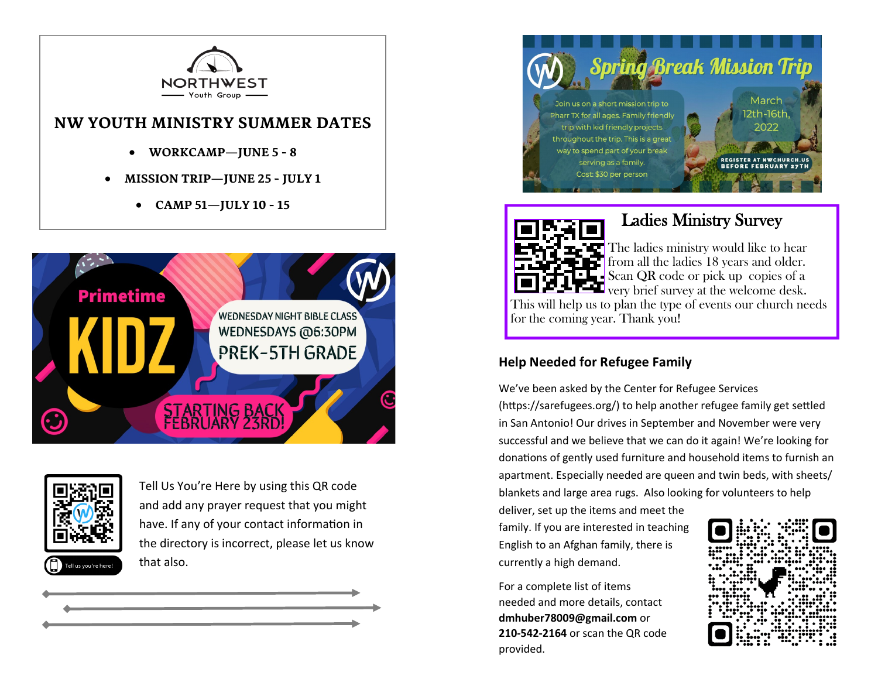NORTHWEST

Youth Group

## NW YOUTH MINISTRY SUMMER DATES

- **WORKCAMP—JUNE 5 - 8**
- **MISSION TRIP—JUNE 25 - JULY 1**
- **CAMP 51—JULY 10 - 15**

Primetime

KIDZ

WEDNESDAY NIGHT BIBLE CLASS

WEDNESDAYS @6:30PM

PREK-5TH GRADE

STARTING BACK FEBRUARY 23RD!

Tell us you're here!

Tell Us You're Here by using this QR code and add any prayer request that you might have. If any of your contact information in the directory is incorrect, please let us know that also.

## Spring Break Mission Trip

Join us on a short mission trip to Pharr TX for all ages. Family friendly trip with kid friendly projects throughout the trip. This is a great way to spend part of your break serving as a family.

Cost: $30 per person

March 12th-16th, 2022

REGISTER AT NWCHURCH.US BEFORE FEBRUARY 27TH

## Ladies Ministry Survey

The ladies ministry would like to hear from all the ladies 18 years and older. Scan QR code or pick up copies of a very brief survey at the welcome desk. This will help us to plan the type of events our church needs for the coming year. Thank you!

### Help Needed for Refugee Family

We've been asked by the Center for Refugee Services (https://sarefugees.org/) to help another refugee family get settled in San Antonio! Our drives in September and November were very successful and we believe that we can do it again! We're looking for donations of gently used furniture and household items to furnish an apartment. Especially needed are queen and twin beds, with sheets/blankets and large area rugs. Also looking for volunteers to help deliver, set up the items and meet the family. If you are interested in teaching English to an Afghan family, there is currently a high demand.

For a complete list of items needed and more details, contact **dmhuber78009@gmail.com** or **210-542-2164** or scan the QR code provided.